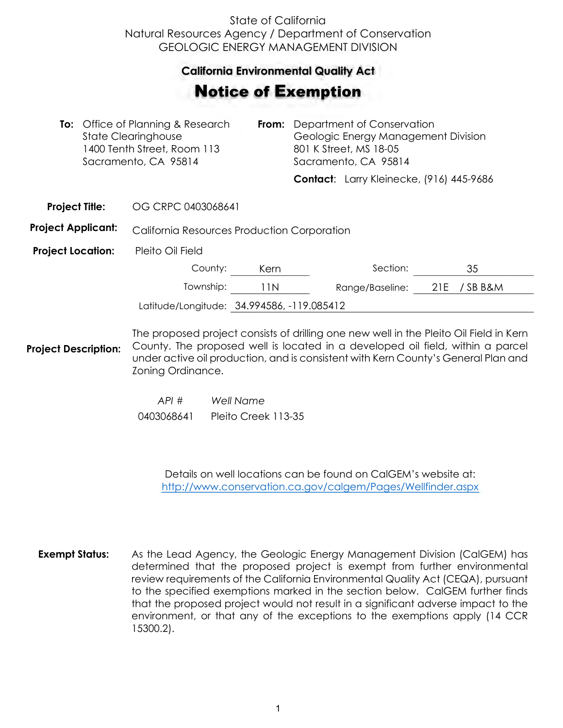State of California
Natural Resources Agency / Department of Conservation
GEOLOGIC ENERGY MANAGEMENT DIVISION

## California Environmental Quality Act

# Notice of Exemption

**To:** Office of Planning & Research
State Clearinghouse
1400 Tenth Street, Room 113
Sacramento, CA 95814

**From:** Department of Conservation
Geologic Energy Management Division
801 K Street, MS 18-05
Sacramento, CA 95814

**Contact:** Larry Kleinecke, (916) 445-9686

**Project Title:** OG CRPC 0403068641

**Project Applicant:** California Resources Production Corporation

**Project Location:** Pleito Oil Field

| | | | |
|---|---|---|---|
| County: | Kern | Section: | 35 |
| Township: | 11N | Range/Baseline: | 21E / SB B&M |

Latitude/Longitude: 34.994586, -119.085412

**Project Description:** The proposed project consists of drilling one new well in the Pleito Oil Field in Kern County. The proposed well is located in a developed oil field, within a parcel under active oil production, and is consistent with Kern County's General Plan and Zoning Ordinance.

| *API #* | *Well Name* |
|---|---|
| 0403068641 | Pleito Creek 113-35 |

Details on well locations can be found on CalGEM's website at:
http://www.conservation.ca.gov/calgem/Pages/Wellfinder.aspx

**Exempt Status:** As the Lead Agency, the Geologic Energy Management Division (CalGEM) has determined that the proposed project is exempt from further environmental review requirements of the California Environmental Quality Act (CEQA), pursuant to the specified exemptions marked in the section below. CalGEM further finds that the proposed project would not result in a significant adverse impact to the environment, or that any of the exceptions to the exemptions apply (14 CCR 15300.2).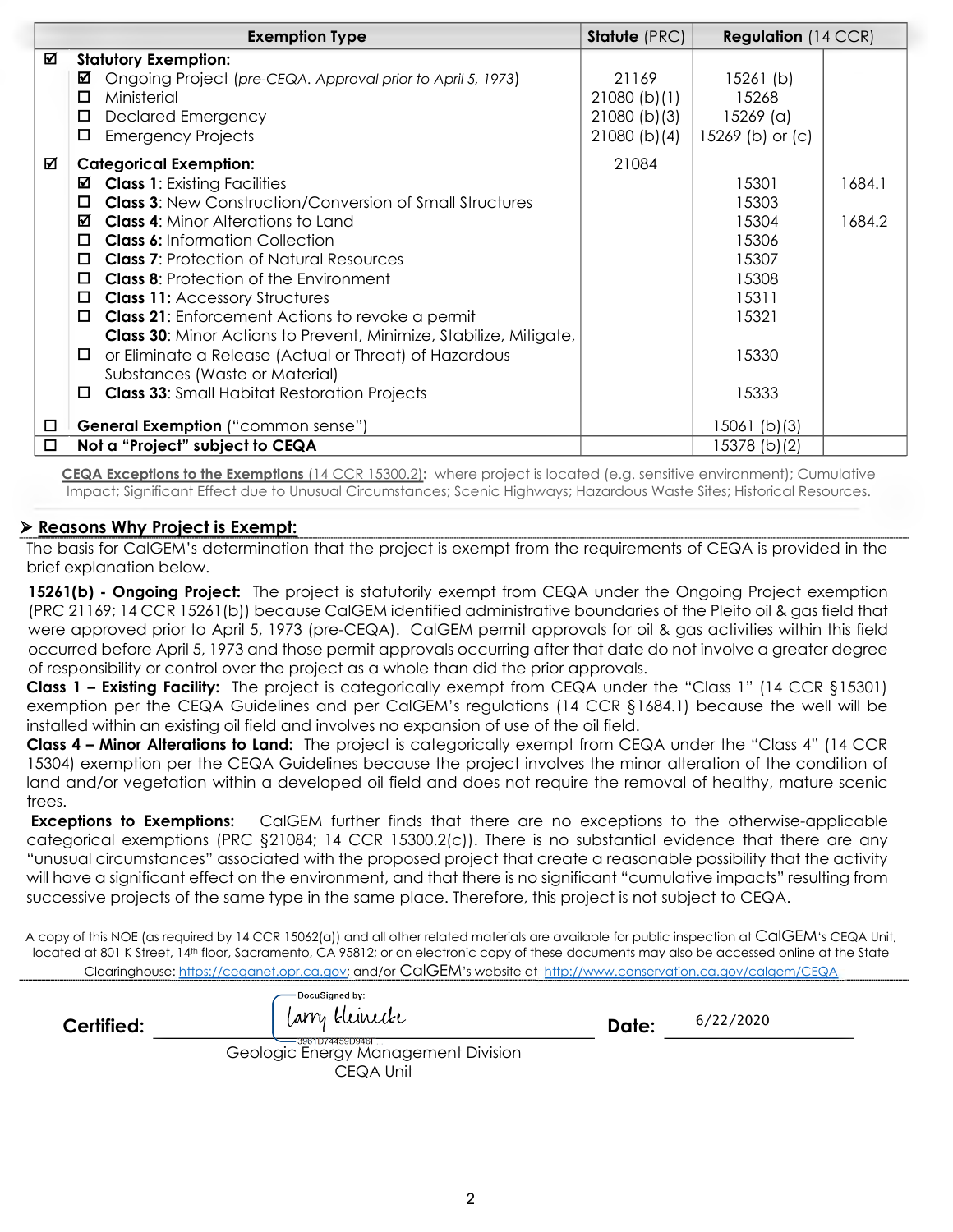| Exemption Type | Statute (PRC) | Regulation (14 CCR) | |
|---|---|---|---|
| ☑ **Statutory Exemption:** | | | |
| ☑ Ongoing Project (*pre-CEQA. Approval prior to April 5, 1973*) | 21169 | 15261 (b) | |
| ☐ Ministerial | 21080 (b)(1) | 15268 | |
| ☐ Declared Emergency | 21080 (b)(3) | 15269 (a) | |
| ☐ Emergency Projects | 21080 (b)(4) | 15269 (b) or (c) | |
| ☑ **Categorical Exemption:** | 21084 | | |
| ☑ **Class 1**: Existing Facilities | | 15301 | 1684.1 |
| ☐ **Class 3**: New Construction/Conversion of Small Structures | | 15303 | |
| ☑ **Class 4**: Minor Alterations to Land | | 15304 | 1684.2 |
| ☐ **Class 6**: Information Collection | | 15306 | |
| ☐ **Class 7**: Protection of Natural Resources | | 15307 | |
| ☐ **Class 8**: Protection of the Environment | | 15308 | |
| ☐ **Class 11:** Accessory Structures | | 15311 | |
| ☐ **Class 21**: Enforcement Actions to revoke a permit | | 15321 | |
| ☐ **Class 30**: Minor Actions to Prevent, Minimize, Stabilize, Mitigate, or Eliminate a Release (Actual or Threat) of Hazardous Substances (Waste or Material) | | 15330 | |
| ☐ **Class 33**: Small Habitat Restoration Projects | | 15333 | |
| ☐ **General Exemption** ("common sense") | | 15061 (b)(3) | |
| ☐ **Not a "Project" subject to CEQA** | | 15378 (b)(2) | |

**CEQA Exceptions to the Exemptions** (14 CCR 15300.2)**:** where project is located (e.g. sensitive environment); Cumulative Impact; Significant Effect due to Unusual Circumstances; Scenic Highways; Hazardous Waste Sites; Historical Resources.

## ➢ Reasons Why Project is Exempt:

The basis for CalGEM's determination that the project is exempt from the requirements of CEQA is provided in the brief explanation below.

**15261(b) - Ongoing Project:** The project is statutorily exempt from CEQA under the Ongoing Project exemption (PRC 21169; 14 CCR 15261(b)) because CalGEM identified administrative boundaries of the Pleito oil & gas field that were approved prior to April 5, 1973 (pre-CEQA). CalGEM permit approvals for oil & gas activities within this field occurred before April 5, 1973 and those permit approvals occurring after that date do not involve a greater degree of responsibility or control over the project as a whole than did the prior approvals.

**Class 1 – Existing Facility:** The project is categorically exempt from CEQA under the "Class 1" (14 CCR §15301) exemption per the CEQA Guidelines and per CalGEM's regulations (14 CCR §1684.1) because the well will be installed within an existing oil field and involves no expansion of use of the oil field.

**Class 4 – Minor Alterations to Land:** The project is categorically exempt from CEQA under the "Class 4" (14 CCR 15304) exemption per the CEQA Guidelines because the project involves the minor alteration of the condition of land and/or vegetation within a developed oil field and does not require the removal of healthy, mature scenic trees.

**Exceptions to Exemptions:** CalGEM further finds that there are no exceptions to the otherwise-applicable categorical exemptions (PRC §21084; 14 CCR 15300.2(c)). There is no substantial evidence that there are any "unusual circumstances" associated with the proposed project that create a reasonable possibility that the activity will have a significant effect on the environment, and that there is no significant "cumulative impacts" resulting from successive projects of the same type in the same place. Therefore, this project is not subject to CEQA.

A copy of this NOE (as required by 14 CCR 15062(a)) and all other related materials are available for public inspection at CalGEM's CEQA Unit, located at 801 K Street, 14th floor, Sacramento, CA 95812; or an electronic copy of these documents may also be accessed online at the State Clearinghouse: https://ceqanet.opr.ca.gov; and/or CalGEM's website at http://www.conservation.ca.gov/calgem/CEQA

**Certified:** DocuSigned by: Larry Kleinecke 3961D74459D946F...
Geologic Energy Management Division
CEQA Unit

**Date:** 6/22/2020